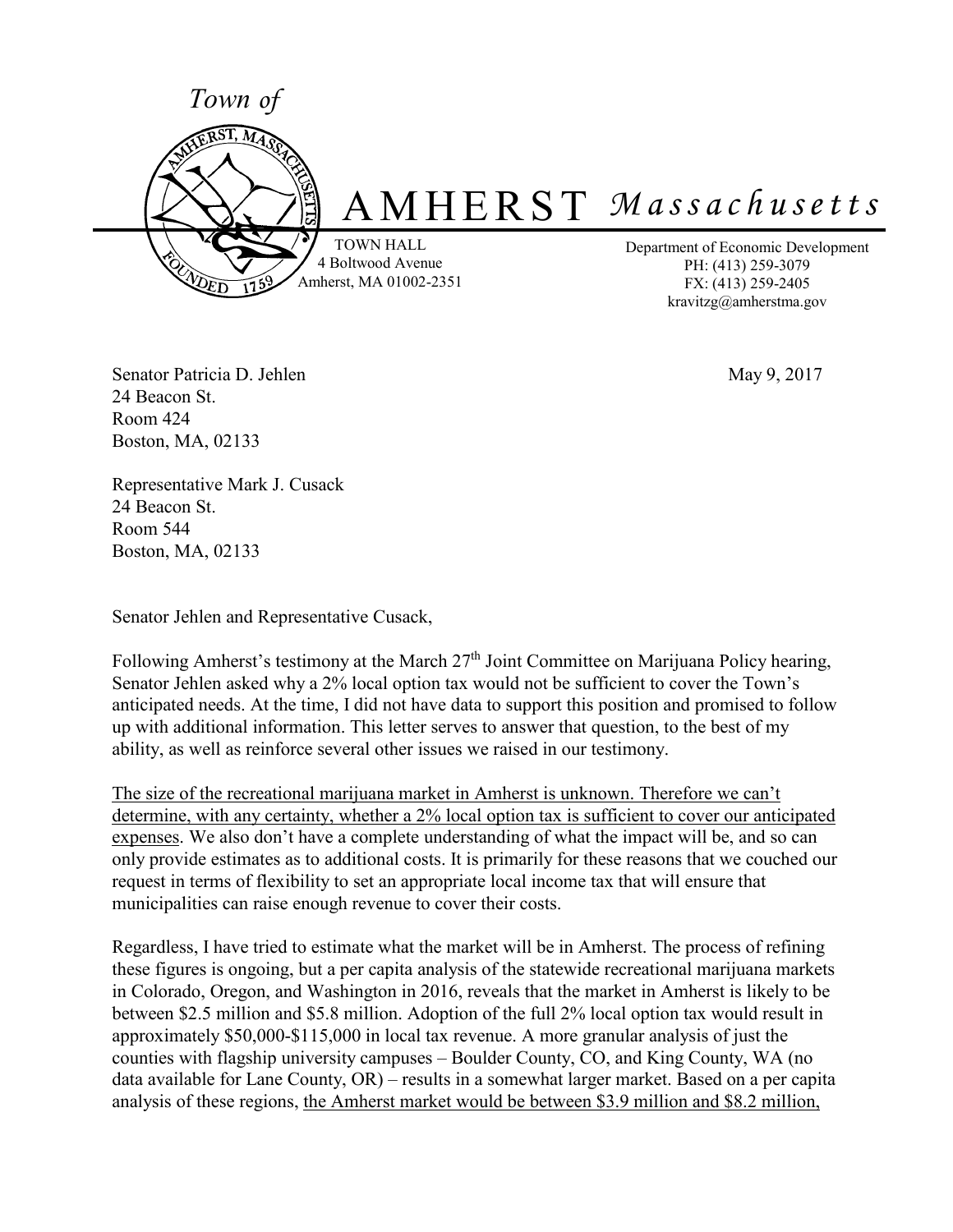*Town of*

# AMHERST *Massachusetts*

TOWN HALL
4 Boltwood Avenue
Amherst, MA 01002-2351

Department of Economic Development
PH: (413) 259-3079
FX: (413) 259-2405
kravitzg@amherstma.gov

Senator Patricia D. Jehlen
24 Beacon St.
Room 424
Boston, MA, 02133

May 9, 2017

Representative Mark J. Cusack
24 Beacon St.
Room 544
Boston, MA, 02133

Senator Jehlen and Representative Cusack,

Following Amherst's testimony at the March 27th Joint Committee on Marijuana Policy hearing, Senator Jehlen asked why a 2% local option tax would not be sufficient to cover the Town's anticipated needs. At the time, I did not have data to support this position and promised to follow up with additional information. This letter serves to answer that question, to the best of my ability, as well as reinforce several other issues we raised in our testimony.

<u>The size of the recreational marijuana market in Amherst is unknown. Therefore we can't determine, with any certainty, whether a 2% local option tax is sufficient to cover our anticipated expenses</u>. We also don't have a complete understanding of what the impact will be, and so can only provide estimates as to additional costs. It is primarily for these reasons that we couched our request in terms of flexibility to set an appropriate local income tax that will ensure that municipalities can raise enough revenue to cover their costs.

Regardless, I have tried to estimate what the market will be in Amherst. The process of refining these figures is ongoing, but a per capita analysis of the statewide recreational marijuana markets in Colorado, Oregon, and Washington in 2016, reveals that the market in Amherst is likely to be between \$2.5 million and \$5.8 million. Adoption of the full 2% local option tax would result in approximately \$50,000-\$115,000 in local tax revenue. A more granular analysis of just the counties with flagship university campuses – Boulder County, CO, and King County, WA (no data available for Lane County, OR) – results in a somewhat larger market. Based on a per capita analysis of these regions, <u>the Amherst market would be between \$3.9 million and \$8.2 million,</u>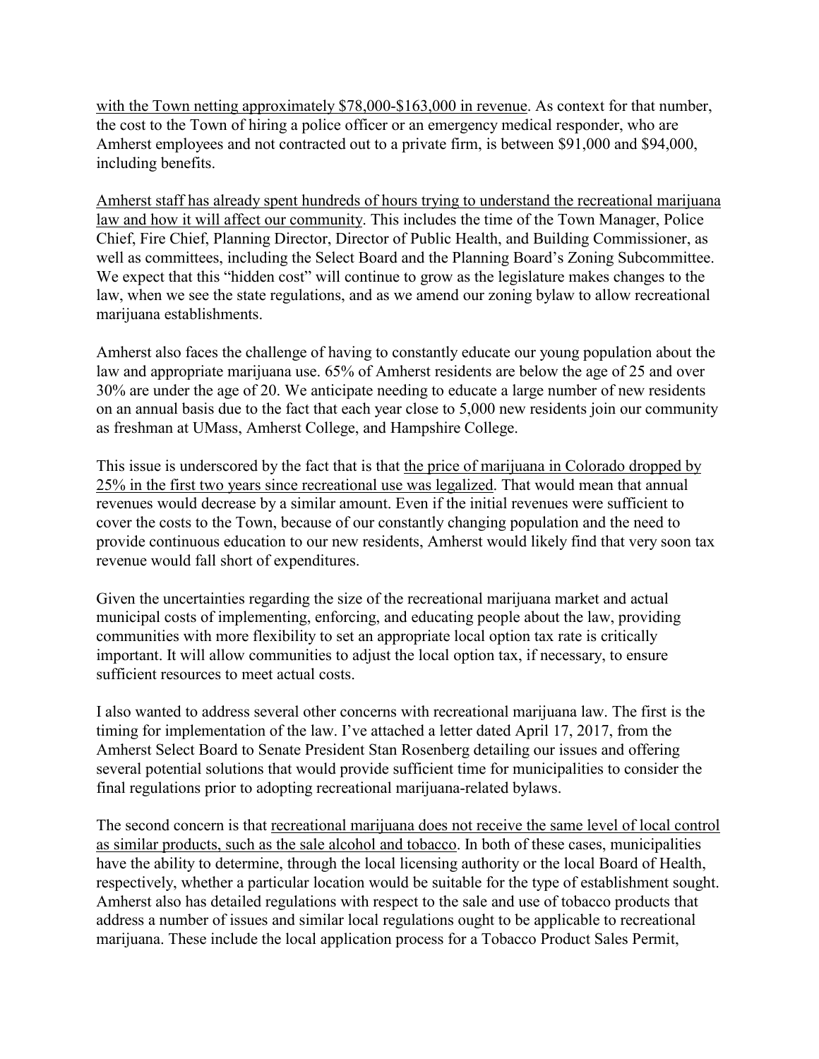with the Town netting approximately $78,000-$163,000 in revenue. As context for that number, the cost to the Town of hiring a police officer or an emergency medical responder, who are Amherst employees and not contracted out to a private firm, is between $91,000 and $94,000, including benefits.

Amherst staff has already spent hundreds of hours trying to understand the recreational marijuana law and how it will affect our community. This includes the time of the Town Manager, Police Chief, Fire Chief, Planning Director, Director of Public Health, and Building Commissioner, as well as committees, including the Select Board and the Planning Board's Zoning Subcommittee. We expect that this "hidden cost" will continue to grow as the legislature makes changes to the law, when we see the state regulations, and as we amend our zoning bylaw to allow recreational marijuana establishments.

Amherst also faces the challenge of having to constantly educate our young population about the law and appropriate marijuana use. 65% of Amherst residents are below the age of 25 and over 30% are under the age of 20. We anticipate needing to educate a large number of new residents on an annual basis due to the fact that each year close to 5,000 new residents join our community as freshman at UMass, Amherst College, and Hampshire College.

This issue is underscored by the fact that is that the price of marijuana in Colorado dropped by 25% in the first two years since recreational use was legalized. That would mean that annual revenues would decrease by a similar amount. Even if the initial revenues were sufficient to cover the costs to the Town, because of our constantly changing population and the need to provide continuous education to our new residents, Amherst would likely find that very soon tax revenue would fall short of expenditures.

Given the uncertainties regarding the size of the recreational marijuana market and actual municipal costs of implementing, enforcing, and educating people about the law, providing communities with more flexibility to set an appropriate local option tax rate is critically important. It will allow communities to adjust the local option tax, if necessary, to ensure sufficient resources to meet actual costs.

I also wanted to address several other concerns with recreational marijuana law. The first is the timing for implementation of the law. I've attached a letter dated April 17, 2017, from the Amherst Select Board to Senate President Stan Rosenberg detailing our issues and offering several potential solutions that would provide sufficient time for municipalities to consider the final regulations prior to adopting recreational marijuana-related bylaws.

The second concern is that recreational marijuana does not receive the same level of local control as similar products, such as the sale alcohol and tobacco. In both of these cases, municipalities have the ability to determine, through the local licensing authority or the local Board of Health, respectively, whether a particular location would be suitable for the type of establishment sought. Amherst also has detailed regulations with respect to the sale and use of tobacco products that address a number of issues and similar local regulations ought to be applicable to recreational marijuana. These include the local application process for a Tobacco Product Sales Permit,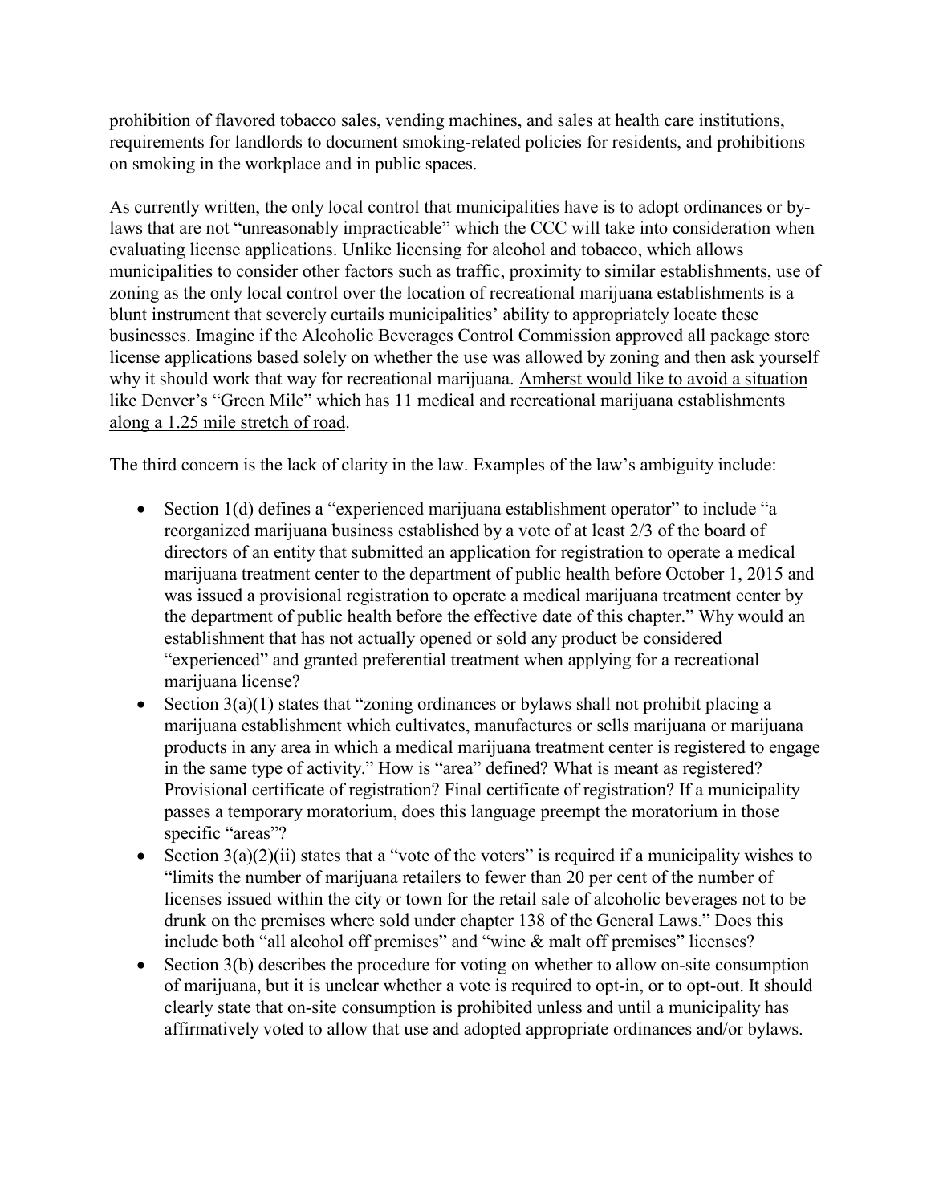prohibition of flavored tobacco sales, vending machines, and sales at health care institutions, requirements for landlords to document smoking-related policies for residents, and prohibitions on smoking in the workplace and in public spaces.

As currently written, the only local control that municipalities have is to adopt ordinances or by-laws that are not "unreasonably impracticable" which the CCC will take into consideration when evaluating license applications. Unlike licensing for alcohol and tobacco, which allows municipalities to consider other factors such as traffic, proximity to similar establishments, use of zoning as the only local control over the location of recreational marijuana establishments is a blunt instrument that severely curtails municipalities' ability to appropriately locate these businesses. Imagine if the Alcoholic Beverages Control Commission approved all package store license applications based solely on whether the use was allowed by zoning and then ask yourself why it should work that way for recreational marijuana. <u>Amherst would like to avoid a situation like Denver's "Green Mile" which has 11 medical and recreational marijuana establishments along a 1.25 mile stretch of road</u>.

The third concern is the lack of clarity in the law. Examples of the law's ambiguity include:

- Section 1(d) defines a "experienced marijuana establishment operator" to include "a reorganized marijuana business established by a vote of at least 2/3 of the board of directors of an entity that submitted an application for registration to operate a medical marijuana treatment center to the department of public health before October 1, 2015 and was issued a provisional registration to operate a medical marijuana treatment center by the department of public health before the effective date of this chapter." Why would an establishment that has not actually opened or sold any product be considered "experienced" and granted preferential treatment when applying for a recreational marijuana license?
- Section 3(a)(1) states that "zoning ordinances or bylaws shall not prohibit placing a marijuana establishment which cultivates, manufactures or sells marijuana or marijuana products in any area in which a medical marijuana treatment center is registered to engage in the same type of activity." How is "area" defined? What is meant as registered? Provisional certificate of registration? Final certificate of registration? If a municipality passes a temporary moratorium, does this language preempt the moratorium in those specific "areas"?
- Section 3(a)(2)(ii) states that a "vote of the voters" is required if a municipality wishes to "limits the number of marijuana retailers to fewer than 20 per cent of the number of licenses issued within the city or town for the retail sale of alcoholic beverages not to be drunk on the premises where sold under chapter 138 of the General Laws." Does this include both "all alcohol off premises" and "wine & malt off premises" licenses?
- Section 3(b) describes the procedure for voting on whether to allow on-site consumption of marijuana, but it is unclear whether a vote is required to opt-in, or to opt-out. It should clearly state that on-site consumption is prohibited unless and until a municipality has affirmatively voted to allow that use and adopted appropriate ordinances and/or bylaws.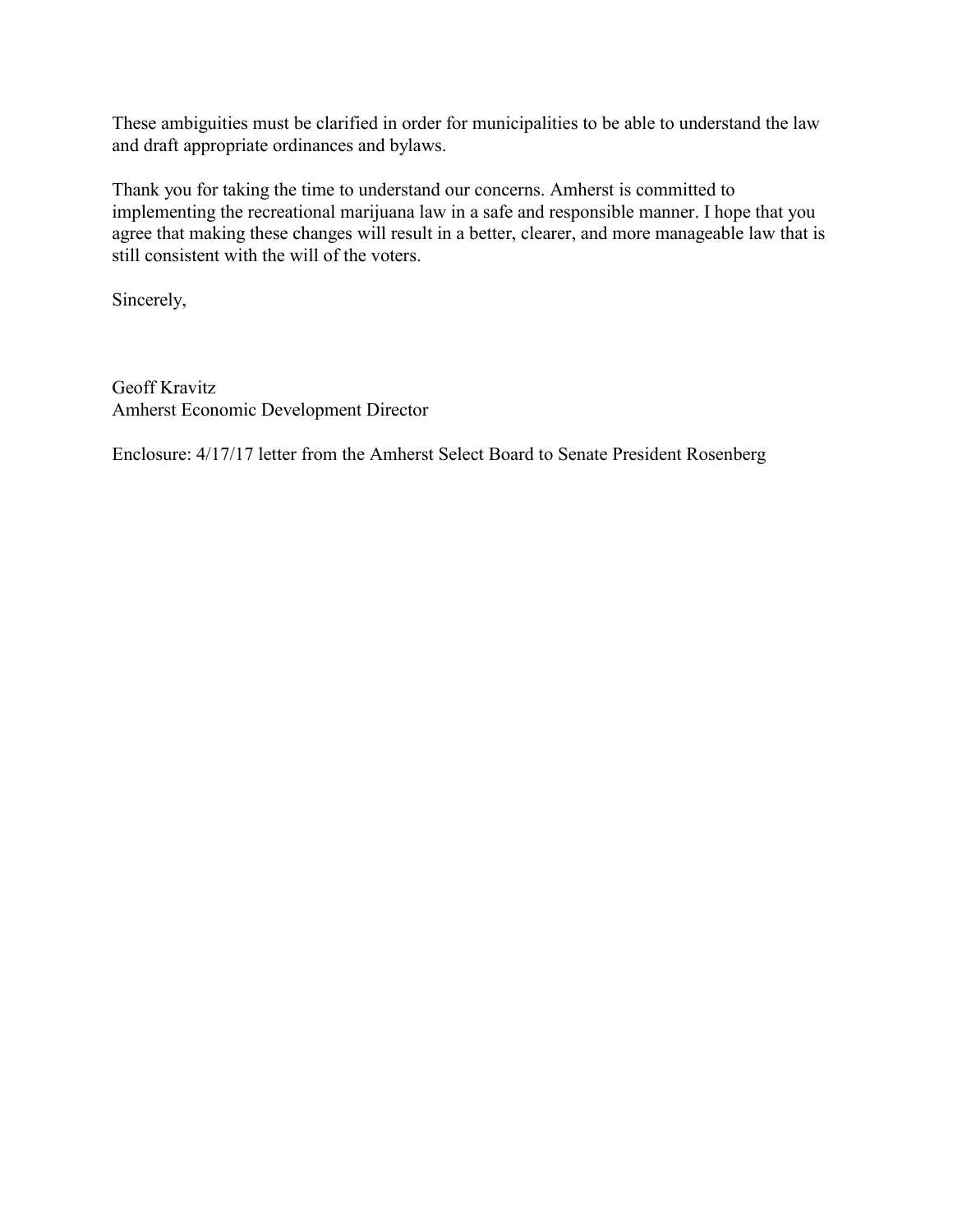These ambiguities must be clarified in order for municipalities to be able to understand the law and draft appropriate ordinances and bylaws.

Thank you for taking the time to understand our concerns. Amherst is committed to implementing the recreational marijuana law in a safe and responsible manner. I hope that you agree that making these changes will result in a better, clearer, and more manageable law that is still consistent with the will of the voters.

Sincerely,

Geoff Kravitz
Amherst Economic Development Director

Enclosure: 4/17/17 letter from the Amherst Select Board to Senate President Rosenberg